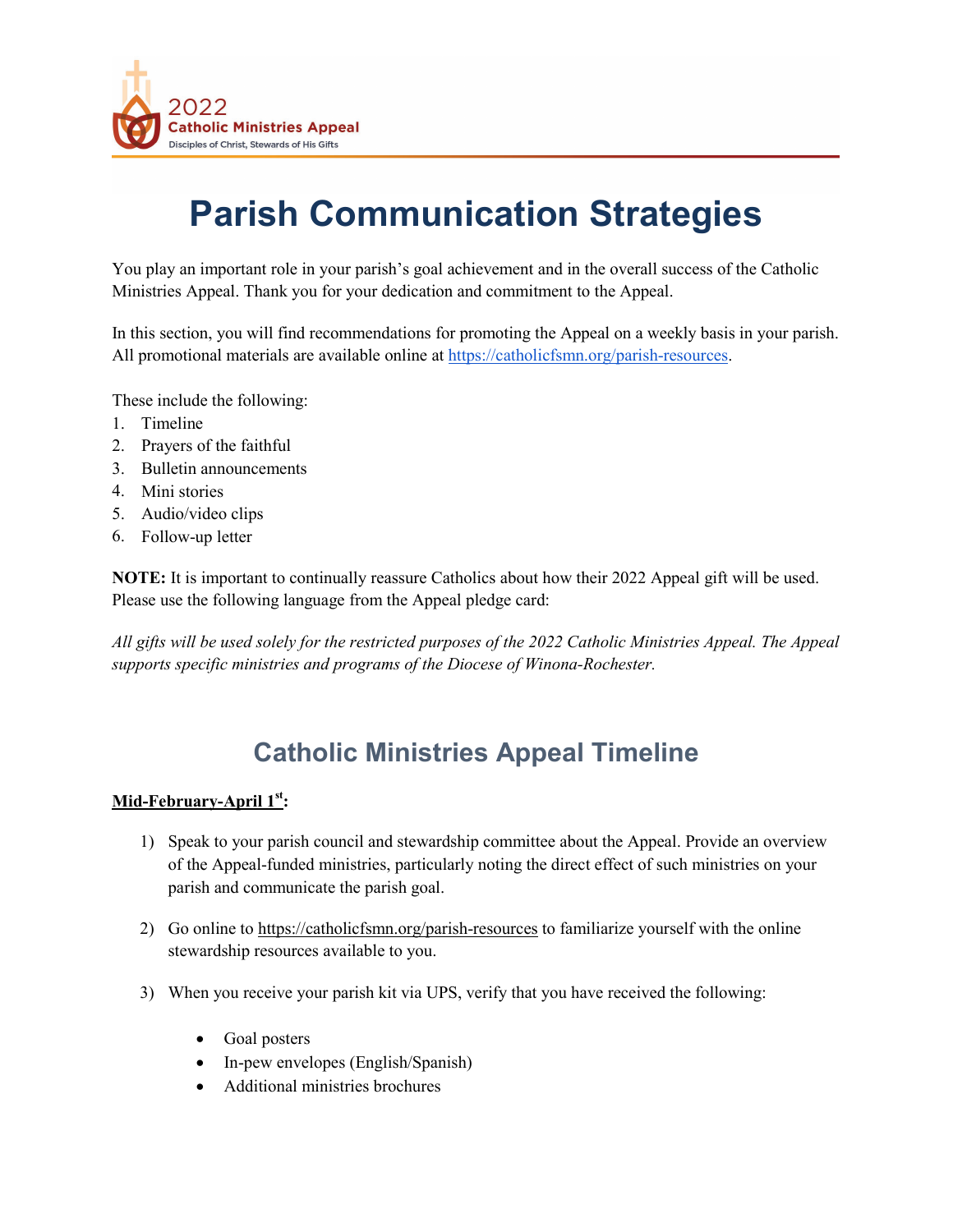2022
Catholic Ministries Appeal
Disciples of Christ, Stewards of His Gifts

# Parish Communication Strategies

You play an important role in your parish's goal achievement and in the overall success of the Catholic Ministries Appeal. Thank you for your dedication and commitment to the Appeal.

In this section, you will find recommendations for promoting the Appeal on a weekly basis in your parish. All promotional materials are available online at https://catholicfsmn.org/parish-resources.

These include the following:
1. Timeline
2. Prayers of the faithful
3. Bulletin announcements
4. Mini stories
5. Audio/video clips
6. Follow-up letter

**NOTE:** It is important to continually reassure Catholics about how their 2022 Appeal gift will be used. Please use the following language from the Appeal pledge card:

*All gifts will be used solely for the restricted purposes of the 2022 Catholic Ministries Appeal. The Appeal supports specific ministries and programs of the Diocese of Winona-Rochester.*

## Catholic Ministries Appeal Timeline

**Mid-February-April 1st:**

1) Speak to your parish council and stewardship committee about the Appeal. Provide an overview of the Appeal-funded ministries, particularly noting the direct effect of such ministries on your parish and communicate the parish goal.

2) Go online to https://catholicfsmn.org/parish-resources to familiarize yourself with the online stewardship resources available to you.

3) When you receive your parish kit via UPS, verify that you have received the following:

   - Goal posters
   - In-pew envelopes (English/Spanish)
   - Additional ministries brochures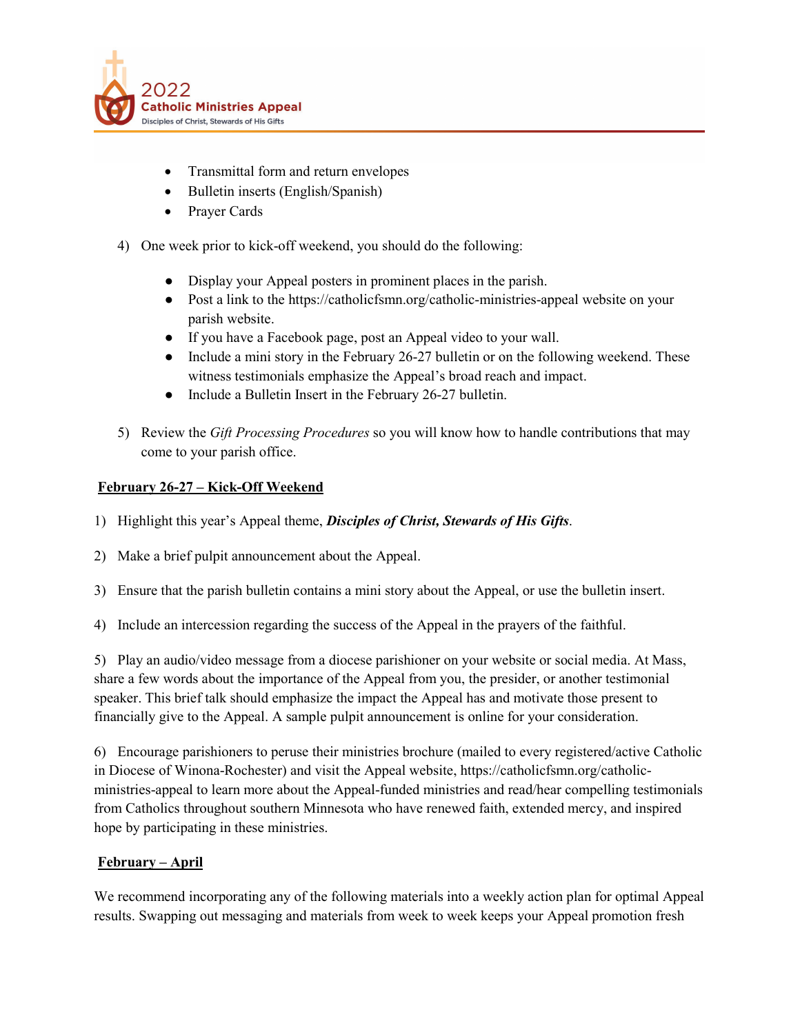- Transmittal form and return envelopes
- Bulletin inserts (English/Spanish)
- Prayer Cards

4) One week prior to kick-off weekend, you should do the following:

   - Display your Appeal posters in prominent places in the parish.
   - Post a link to the https://catholicfsmn.org/catholic-ministries-appeal website on your parish website.
   - If you have a Facebook page, post an Appeal video to your wall.
   - Include a mini story in the February 26-27 bulletin or on the following weekend. These witness testimonials emphasize the Appeal's broad reach and impact.
   - Include a Bulletin Insert in the February 26-27 bulletin.

5) Review the *Gift Processing Procedures* so you will know how to handle contributions that may come to your parish office.

**February 26-27 – Kick-Off Weekend**

1) Highlight this year's Appeal theme, ***Disciples of Christ, Stewards of His Gifts***.

2) Make a brief pulpit announcement about the Appeal.

3) Ensure that the parish bulletin contains a mini story about the Appeal, or use the bulletin insert.

4) Include an intercession regarding the success of the Appeal in the prayers of the faithful.

5) Play an audio/video message from a diocese parishioner on your website or social media. At Mass, share a few words about the importance of the Appeal from you, the presider, or another testimonial speaker. This brief talk should emphasize the impact the Appeal has and motivate those present to financially give to the Appeal. A sample pulpit announcement is online for your consideration.

6) Encourage parishioners to peruse their ministries brochure (mailed to every registered/active Catholic in Diocese of Winona-Rochester) and visit the Appeal website, https://catholicfsmn.org/catholic-ministries-appeal to learn more about the Appeal-funded ministries and read/hear compelling testimonials from Catholics throughout southern Minnesota who have renewed faith, extended mercy, and inspired hope by participating in these ministries.

**February – April**

We recommend incorporating any of the following materials into a weekly action plan for optimal Appeal results. Swapping out messaging and materials from week to week keeps your Appeal promotion fresh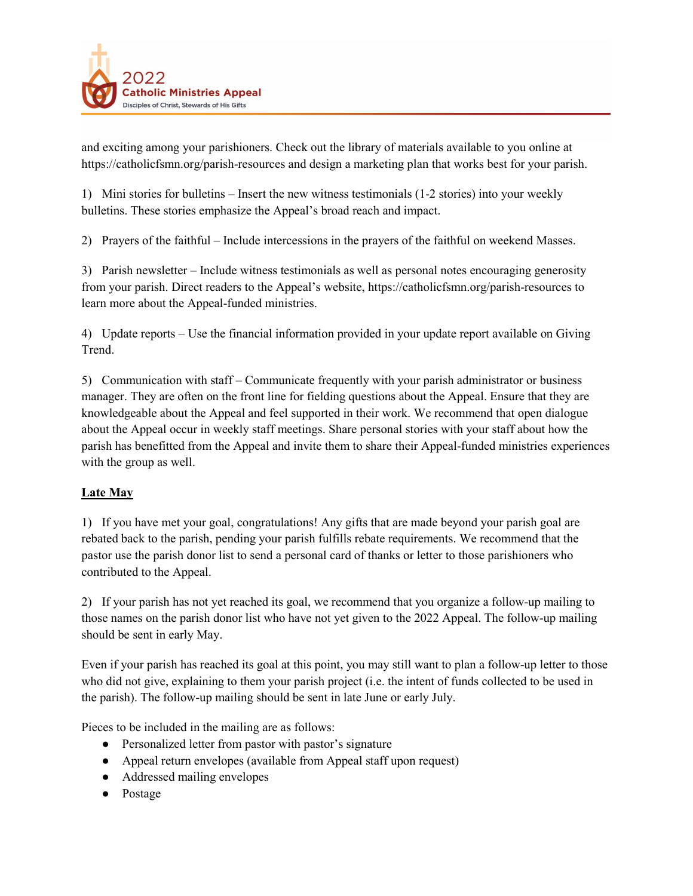and exciting among your parishioners. Check out the library of materials available to you online at https://catholicfsmn.org/parish-resources and design a marketing plan that works best for your parish.

1) Mini stories for bulletins – Insert the new witness testimonials (1-2 stories) into your weekly bulletins. These stories emphasize the Appeal's broad reach and impact.

2) Prayers of the faithful – Include intercessions in the prayers of the faithful on weekend Masses.

3) Parish newsletter – Include witness testimonials as well as personal notes encouraging generosity from your parish. Direct readers to the Appeal's website, https://catholicfsmn.org/parish-resources to learn more about the Appeal-funded ministries.

4) Update reports – Use the financial information provided in your update report available on Giving Trend.

5) Communication with staff – Communicate frequently with your parish administrator or business manager. They are often on the front line for fielding questions about the Appeal. Ensure that they are knowledgeable about the Appeal and feel supported in their work. We recommend that open dialogue about the Appeal occur in weekly staff meetings. Share personal stories with your staff about how the parish has benefitted from the Appeal and invite them to share their Appeal-funded ministries experiences with the group as well.

**Late May**

1) If you have met your goal, congratulations! Any gifts that are made beyond your parish goal are rebated back to the parish, pending your parish fulfills rebate requirements. We recommend that the pastor use the parish donor list to send a personal card of thanks or letter to those parishioners who contributed to the Appeal.

2) If your parish has not yet reached its goal, we recommend that you organize a follow-up mailing to those names on the parish donor list who have not yet given to the 2022 Appeal. The follow-up mailing should be sent in early May.

Even if your parish has reached its goal at this point, you may still want to plan a follow-up letter to those who did not give, explaining to them your parish project (i.e. the intent of funds collected to be used in the parish). The follow-up mailing should be sent in late June or early July.

Pieces to be included in the mailing are as follows:

- Personalized letter from pastor with pastor's signature
- Appeal return envelopes (available from Appeal staff upon request)
- Addressed mailing envelopes
- Postage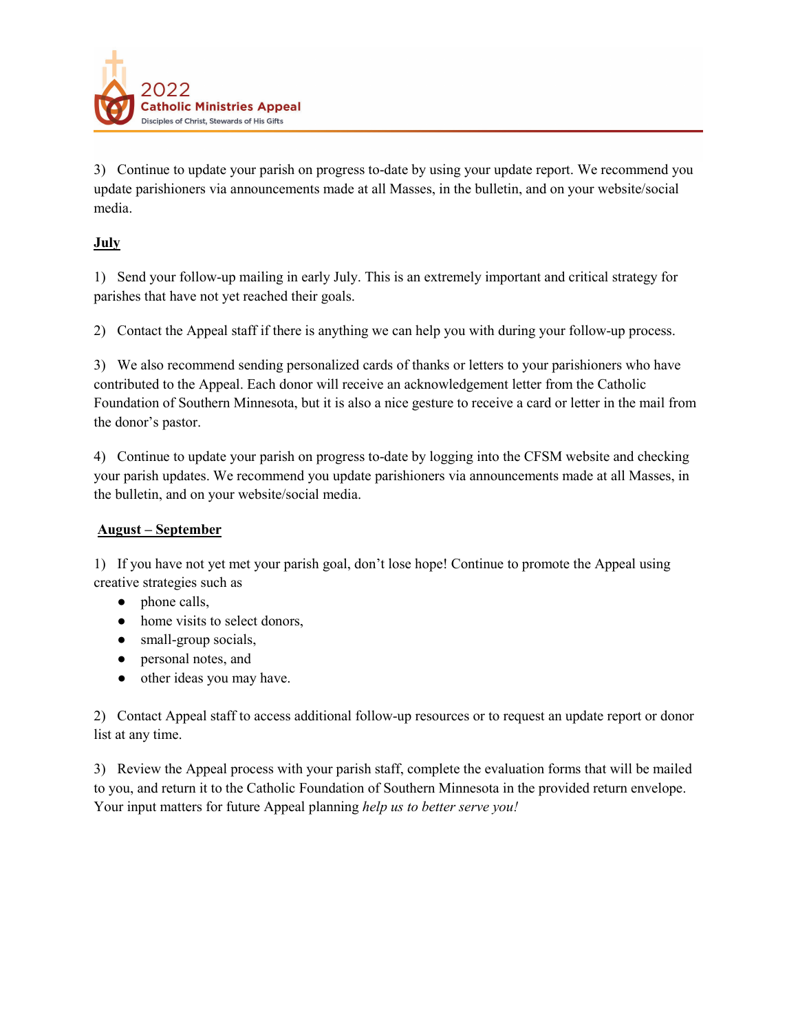3) Continue to update your parish on progress to-date by using your update report. We recommend you update parishioners via announcements made at all Masses, in the bulletin, and on your website/social media.

**July**

1) Send your follow-up mailing in early July. This is an extremely important and critical strategy for parishes that have not yet reached their goals.

2) Contact the Appeal staff if there is anything we can help you with during your follow-up process.

3) We also recommend sending personalized cards of thanks or letters to your parishioners who have contributed to the Appeal. Each donor will receive an acknowledgement letter from the Catholic Foundation of Southern Minnesota, but it is also a nice gesture to receive a card or letter in the mail from the donor's pastor.

4) Continue to update your parish on progress to-date by logging into the CFSM website and checking your parish updates. We recommend you update parishioners via announcements made at all Masses, in the bulletin, and on your website/social media.

**August – September**

1) If you have not yet met your parish goal, don't lose hope! Continue to promote the Appeal using creative strategies such as

- phone calls,
- home visits to select donors,
- small-group socials,
- personal notes, and
- other ideas you may have.

2) Contact Appeal staff to access additional follow-up resources or to request an update report or donor list at any time.

3) Review the Appeal process with your parish staff, complete the evaluation forms that will be mailed to you, and return it to the Catholic Foundation of Southern Minnesota in the provided return envelope. Your input matters for future Appeal planning *help us to better serve you!*